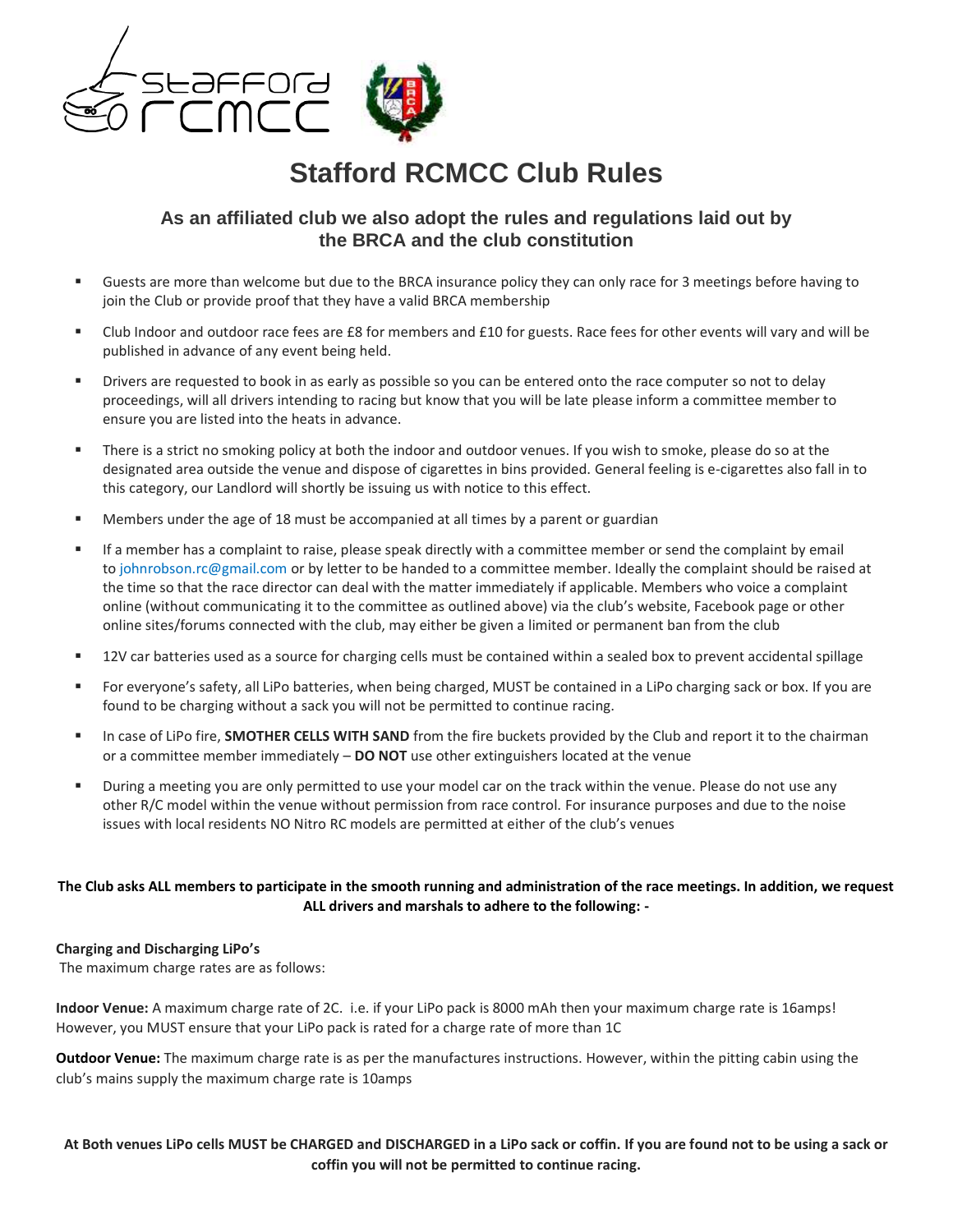# Stafford RCMCC Club Rules

## As an affiliated club we also adopt the rules and regulations laid out by the BRCA and the club constitution

- Guests are more than welcome but due to the BRCA insurance policy they can only race for 3 meetings before having to join the Club or provide proof that they have a valid BRCA membership
- Club Indoor and outdoor race fees are £8 for members and £10 for guests. Race fees for other events will vary and will be published in advance of any event being held.
- Drivers are requested to book in as early as possible so you can be entered onto the race computer so not to delay proceedings, will all drivers intending to racing but know that you will be late please inform a committee member to ensure you are listed into the heats in advance.
- There is a strict no smoking policy at both the indoor and outdoor venues. If you wish to smoke, please do so at the designated area outside the venue and dispose of cigarettes in bins provided. General feeling is e-cigarettes also fall in to this category, our Landlord will shortly be issuing us with notice to this effect.
- Members under the age of 18 must be accompanied at all times by a parent or guardian
- If a member has a complaint to raise, please speak directly with a committee member or send the complaint by email to johnrobson.rc@gmail.com or by letter to be handed to a committee member. Ideally the complaint should be raised at the time so that the race director can deal with the matter immediately if applicable. Members who voice a complaint online (without communicating it to the committee as outlined above) via the club's website, Facebook page or other online sites/forums connected with the club, may either be given a limited or permanent ban from the club
- 12V car batteries used as a source for charging cells must be contained within a sealed box to prevent accidental spillage
- For everyone's safety, all LiPo batteries, when being charged, MUST be contained in a LiPo charging sack or box. If you are found to be charging without a sack you will not be permitted to continue racing.
- In case of LiPo fire, **SMOTHER CELLS WITH SAND** from the fire buckets provided by the Club and report it to the chairman or a committee member immediately – **DO NOT** use other extinguishers located at the venue
- During a meeting you are only permitted to use your model car on the track within the venue. Please do not use any other R/C model within the venue without permission from race control. For insurance purposes and due to the noise issues with local residents NO Nitro RC models are permitted at either of the club's venues

**The Club asks ALL members to participate in the smooth running and administration of the race meetings. In addition, we request ALL drivers and marshals to adhere to the following: -**

**Charging and Discharging LiPo's**

The maximum charge rates are as follows:

**Indoor Venue:** A maximum charge rate of 2C. i.e. if your LiPo pack is 8000 mAh then your maximum charge rate is 16amps! However, you MUST ensure that your LiPo pack is rated for a charge rate of more than 1C

**Outdoor Venue:** The maximum charge rate is as per the manufactures instructions. However, within the pitting cabin using the club's mains supply the maximum charge rate is 10amps

**At Both venues LiPo cells MUST be CHARGED and DISCHARGED in a LiPo sack or coffin. If you are found not to be using a sack or coffin you will not be permitted to continue racing.**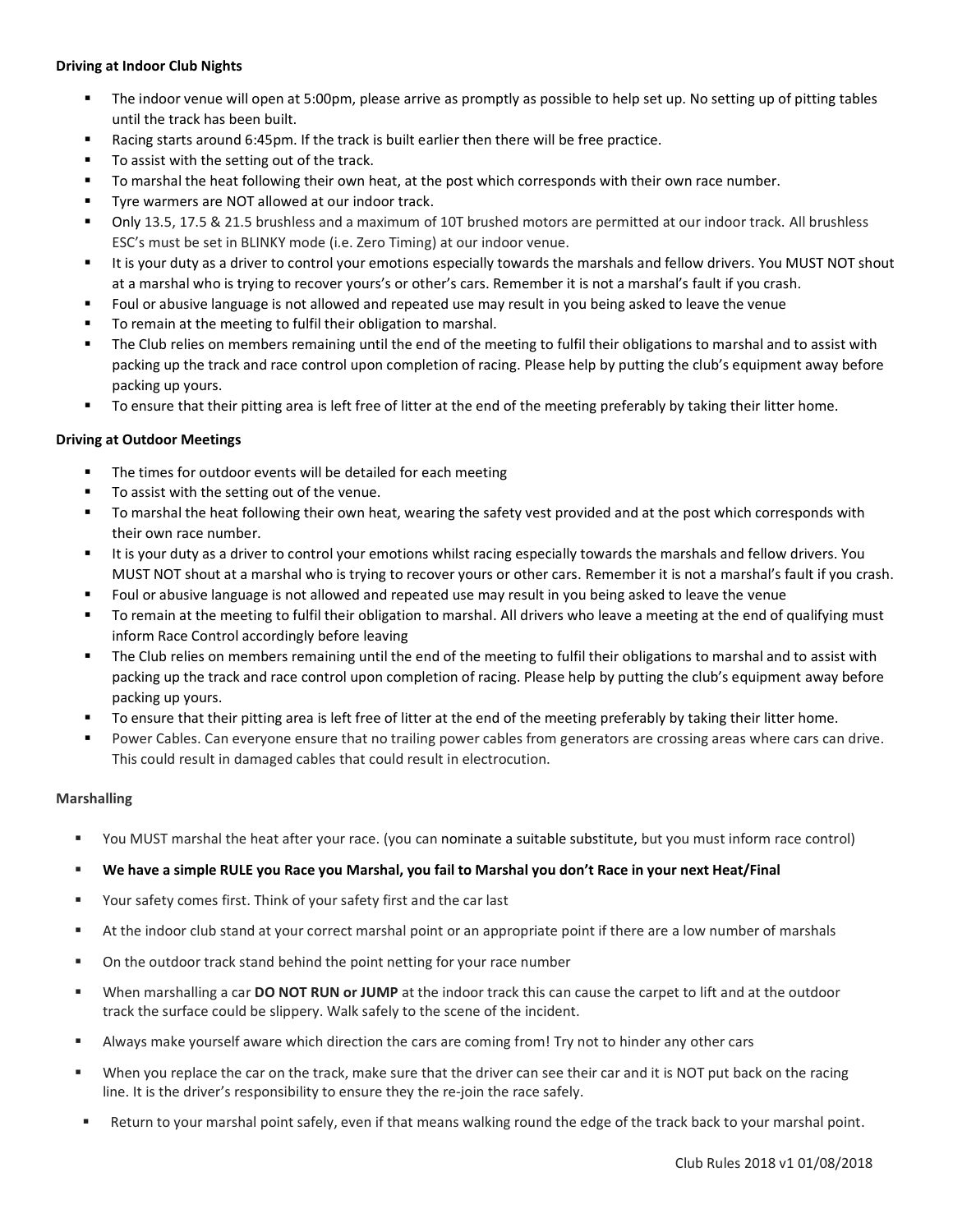**Driving at Indoor Club Nights**

- The indoor venue will open at 5:00pm, please arrive as promptly as possible to help set up. No setting up of pitting tables until the track has been built.
- Racing starts around 6:45pm. If the track is built earlier then there will be free practice.
- To assist with the setting out of the track.
- To marshal the heat following their own heat, at the post which corresponds with their own race number.
- Tyre warmers are NOT allowed at our indoor track.
- Only 13.5, 17.5 & 21.5 brushless and a maximum of 10T brushed motors are permitted at our indoor track. All brushless ESC's must be set in BLINKY mode (i.e. Zero Timing) at our indoor venue.
- It is your duty as a driver to control your emotions especially towards the marshals and fellow drivers. You MUST NOT shout at a marshal who is trying to recover yours's or other's cars. Remember it is not a marshal's fault if you crash.
- Foul or abusive language is not allowed and repeated use may result in you being asked to leave the venue
- To remain at the meeting to fulfil their obligation to marshal.
- The Club relies on members remaining until the end of the meeting to fulfil their obligations to marshal and to assist with packing up the track and race control upon completion of racing. Please help by putting the club's equipment away before packing up yours.
- To ensure that their pitting area is left free of litter at the end of the meeting preferably by taking their litter home.

**Driving at Outdoor Meetings**

- The times for outdoor events will be detailed for each meeting
- To assist with the setting out of the venue.
- To marshal the heat following their own heat, wearing the safety vest provided and at the post which corresponds with their own race number.
- It is your duty as a driver to control your emotions whilst racing especially towards the marshals and fellow drivers. You MUST NOT shout at a marshal who is trying to recover yours or other cars. Remember it is not a marshal's fault if you crash.
- Foul or abusive language is not allowed and repeated use may result in you being asked to leave the venue
- To remain at the meeting to fulfil their obligation to marshal. All drivers who leave a meeting at the end of qualifying must inform Race Control accordingly before leaving
- The Club relies on members remaining until the end of the meeting to fulfil their obligations to marshal and to assist with packing up the track and race control upon completion of racing. Please help by putting the club's equipment away before packing up yours.
- To ensure that their pitting area is left free of litter at the end of the meeting preferably by taking their litter home.
- Power Cables. Can everyone ensure that no trailing power cables from generators are crossing areas where cars can drive. This could result in damaged cables that could result in electrocution.

**Marshalling**

- You MUST marshal the heat after your race. (you can nominate a suitable substitute, but you must inform race control)
- **We have a simple RULE you Race you Marshal, you fail to Marshal you don't Race in your next Heat/Final**
- Your safety comes first. Think of your safety first and the car last
- At the indoor club stand at your correct marshal point or an appropriate point if there are a low number of marshals
- On the outdoor track stand behind the point netting for your race number
- When marshalling a car **DO NOT RUN or JUMP** at the indoor track this can cause the carpet to lift and at the outdoor track the surface could be slippery. Walk safely to the scene of the incident.
- Always make yourself aware which direction the cars are coming from! Try not to hinder any other cars
- When you replace the car on the track, make sure that the driver can see their car and it is NOT put back on the racing line. It is the driver's responsibility to ensure they the re-join the race safely.
- Return to your marshal point safely, even if that means walking round the edge of the track back to your marshal point.

Club Rules 2018 v1 01/08/2018